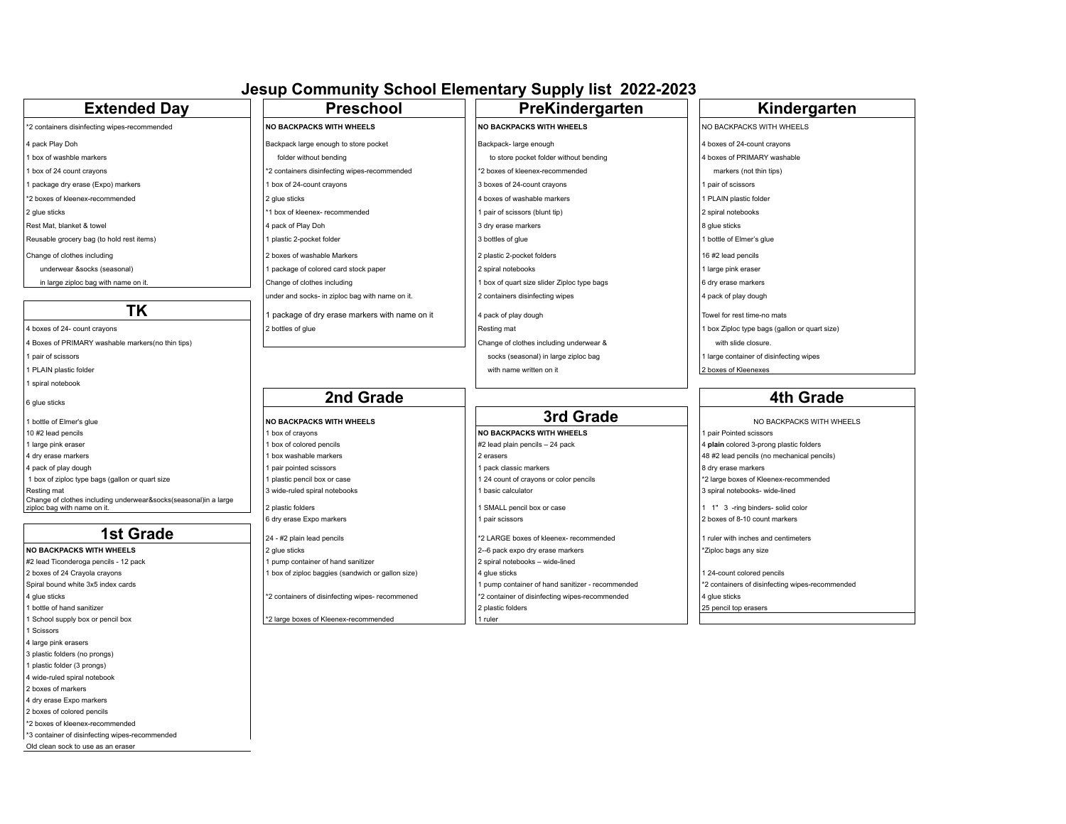# Jesup Community School Elementary Supply list 2022-2023

## Extended Day

*2 containers disinfecting wipes-recommended

4 pack Play Doh

1 box of washble markers

1 box of 24 count crayons

1 package dry erase (Expo) markers

*2 boxes of kleenex-recommended

2 glue sticks

Rest Mat, blanket & towel

Reusable grocery bag (to hold rest items)

Change of clothes including underwear &socks (seasonal) in large ziploc bag with name on it.

## TK

4 boxes of 24- count crayons

4 Boxes of PRIMARY washable markers(no thin tips)

1 pair of scissors

1 PLAIN plastic folder

1 spiral notebook

6 glue sticks

1 bottle of Elmer's glue

10 #2 lead pencils

1 large pink eraser

4 dry erase markers

4 pack of play dough

1 box of ziploc type bags (gallon or quart size

Resting mat

Change of clothes including underwear&socks(seasonal)in a large ziploc bag with name on it.

## 1st Grade

**NO BACKPACKS WITH WHEELS**

#2 lead Ticonderoga pencils - 12 pack

2 boxes of 24 Crayola crayons

Spiral bound white 3x5 index cards

4 glue sticks

1 bottle of hand sanitizer

1 School supply box or pencil box

1 Scissors

4 large pink erasers

3 plastic folders (no prongs)

1 plastic folder (3 prongs)

4 wide-ruled spiral notebook

2 boxes of markers

4 dry erase Expo markers

2 boxes of colored pencils

*2 boxes of kleenex-recommended

*3 container of disinfecting wipes-recommended

Old clean sock to use as an eraser

## Preschool

**NO BACKPACKS WITH WHEELS**

Backpack large enough to store pocket folder without bending

*2 containers disinfecting wipes-recommended

1 box of 24-count crayons

2 glue sticks

*1 box of kleenex- recommended

4 pack of Play Doh

1 plastic 2-pocket folder

2 boxes of washable Markers

1 package of colored card stock paper

Change of clothes including under and socks- in ziploc bag with name on it.

1 package of dry erase markers with name on it

2 bottles of glue

## 2nd Grade

**NO BACKPACKS WITH WHEELS**

1 box of crayons

1 box of colored pencils

1 box washable markers

1 pair pointed scissors

1 plastic pencil box or case

3 wide-ruled spiral notebooks

2 plastic folders

6 dry erase Expo markers

24 - #2 plain lead pencils

2 glue sticks

1 pump container of hand sanitizer

1 box of ziploc baggies (sandwich or gallon size)

*2 containers of disinfecting wipes- recommened

*2 large boxes of Kleenex-recommended

## PreKindergarten

**NO BACKPACKS WITH WHEELS**

Backpack- large enough to store pocket folder without bending

*2 boxes of kleenex-recommended

3 boxes of 24-count crayons

4 boxes of washable markers

1 pair of scissors (blunt tip)

3 dry erase markers

3 bottles of glue

2 plastic 2-pocket folders

2 spiral notebooks

1 box of quart size slider Ziploc type bags

2 containers disinfecting wipes

4 pack of play dough

Resting mat

Change of clothes including underwear & socks (seasonal) in large ziploc bag with name written on it

## 3rd Grade

**NO BACKPACKS WITH WHEELS**

#2 lead plain pencils – 24 pack

2 erasers

1 pack classic markers

1 24 count of crayons or color pencils

1 basic calculator

1 SMALL pencil box or case

1 pair scissors

*2 LARGE boxes of kleenex- recommended

2--6 pack expo dry erase markers

2 spiral notebooks – wide-lined

4 glue sticks

1 pump container of hand sanitizer - recommended

*2 container of disinfecting wipes-recommended

2 plastic folders

1 ruler

## Kindergarten

NO BACKPACKS WITH WHEELS

4 boxes of 24-count crayons

4 boxes of PRIMARY washable markers (not thin tips)

1 pair of scissors

1 PLAIN plastic folder

2 spiral notebooks

8 glue sticks

1 bottle of Elmer's glue

16 #2 lead pencils

1 large pink eraser

6 dry erase markers

4 pack of play dough

Towel for rest time-no mats

1 box Ziploc type bags (gallon or quart size) with slide closure.

1 large container of disinfecting wipes

2 boxes of Kleenexes

## 4th Grade

NO BACKPACKS WITH WHEELS

1 pair Pointed scissors

4 **plain** colored 3-prong plastic folders

48 #2 lead pencils (no mechanical pencils)

8 dry erase markers

*2 large boxes of Kleenex-recommended

3 spiral notebooks- wide-lined

1 1" 3 -ring binders- solid color

2 boxes of 8-10 count markers

1 ruler with inches and centimeters

*Ziploc bags any size

1 24-count colored pencils

*2 containers of disinfecting wipes-recommended

4 glue sticks

25 pencil top erasers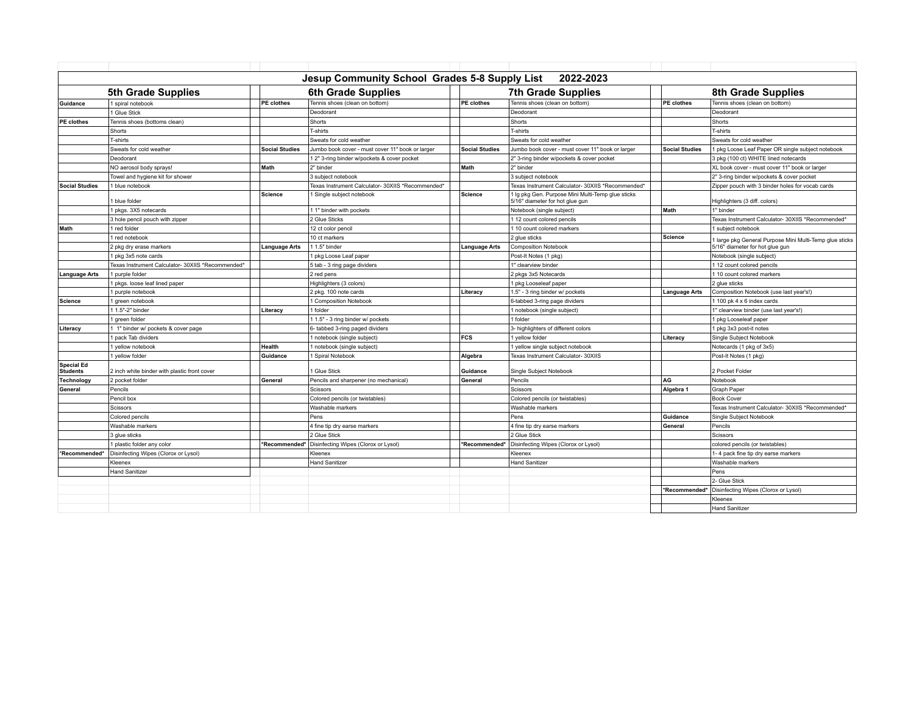# Jesup Community School Grades 5-8 Supply List 2022-2023

## 5th Grade Supplies

| Subject | Supplies |
|---|---|
| Guidance | 1 spiral notebook |
| | 1 Glue Stick |
| PE clothes | Tennis shoes (bottoms clean) |
| | Shorts |
| | T-shirts |
| | Sweats for cold weather |
| | Deodorant |
| | NO aerosol body sprays! |
| | Towel and hygiene kit for shower |
| Social Studies | 1 blue notebook |
| | 1 blue folder |
| | 1 pkgs. 3X5 notecards |
| | 3 hole pencil pouch with zipper |
| Math | 1 red folder |
| | 1 red notebook |
| | 2 pkg dry erase markers |
| | 1 pkg 3x5 note cards |
| | Texas Instrument Calculator- 30XIIS *Recommended* |
| Language Arts | 1 purple folder |
| | 1 pkgs. loose leaf lined paper |
| | 1 purple notebook |
| Science | 1 green notebook |
| | 1 1.5"-2" binder |
| | 1 green folder |
| Literacy | 1 1" binder w/ pockets & cover page |
| | 1 pack Tab dividers |
| | 1 yellow notebook |
| | 1 yellow folder |
| Special Ed Students | 2 inch white binder with plastic front cover |
| Technology | 2 pocket folder |
| General | Pencils |
| | Pencil box |
| | Scissors |
| | Colored pencils |
| | Washable markers |
| | 3 glue sticks |
| | 1 plastic folder any color |
| *Recommended* | Disinfecting Wipes (Clorox or Lysol) |
| | Kleenex |
| | Hand Sanitizer |

## 6th Grade Supplies

| Subject | Supplies |
|---|---|
| PE clothes | Tennis shoes (clean on bottom) |
| | Deodorant |
| | Shorts |
| | T-shirts |
| | Sweats for cold weather |
| Social Studies | Jumbo book cover - must cover 11" book or larger |
| | 1 2" 3-ring binder w/pockets & cover pocket |
| Math | 2" binder |
| | 3 subject notebook |
| | Texas Instrument Calculator- 30XIIS *Recommended* |
| Science | 1 Single subject notebook |
| | 1 1" binder with pockets |
| | 2 Glue Sticks |
| | 12 ct color pencil |
| | 10 ct markers |
| Language Arts | 1 1.5" binder |
| | 1 pkg Loose Leaf paper |
| | 5 tab - 3 ring page dividers |
| | 2 red pens |
| | Highlighters (3 colors) |
| | 2 pkg. 100 note cards |
| | 1 Composition Notebook |
| Literacy | 1 folder |
| | 1 1.5" - 3 ring binder w/ pockets |
| | 6- tabbed 3-ring paged dividers |
| | 1 notebook (single subject) |
| Health | 1 notebook (single subject) |
| Guidance | 1 Spiral Notebook |
| | 1 Glue Stick |
| General | Pencils and sharpener (no mechanical) |
| | Scissors |
| | Colored pencils (or twistables) |
| | Washable markers |
| | Pens |
| | 4 fine tip dry earse markers |
| | 2 Glue Stick |
| *Recommended* | Disinfecting Wipes (Clorox or Lysol) |
| | Kleenex |
| | Hand Sanitizer |

## 7th Grade Supplies

| Subject | Supplies |
|---|---|
| PE clothes | Tennis shoes (clean on bottom) |
| | Deodorant |
| | Shorts |
| | T-shirts |
| | Sweats for cold weather |
| Social Studies | Jumbo book cover - must cover 11" book or larger |
| | 2" 3-ring binder w/pockets & cover pocket |
| Math | 2" binder |
| | 3 subject notebook |
| | Texas Instrument Calculator- 30XIIS *Recommended* |
| Science | 1 lg pkg Gen. Purpose Mini Multi-Temp glue sticks 5/16" diameter for hot glue gun |
| | Notebook (single subject) |
| | 1 12 count colored pencils |
| | 1 10 count colored markers |
| | 2 glue sticks |
| Language Arts | Composition Notebook |
| | Post-It Notes (1 pkg) |
| | 1" clearview binder |
| | 2 pkgs 3x5 Notecards |
| | 1 pkg Looseleaf paper |
| Literacy | 1.5" - 3 ring binder w/ pockets |
| | 6-tabbed 3-ring page dividers |
| | 1 notebook (single subject) |
| | 1 folder |
| | 3- highlighters of different colors |
| FCS | 1 yellow folder |
| | 1 yellow single subject notebook |
| Algebra | Texas Instrument Calculator- 30XIIS |
| Guidance | Single Subject Notebook |
| General | Pencils |
| | Scissors |
| | Colored pencils (or twistables) |
| | Washable markers |
| | Pens |
| | 4 fine tip dry earse markers |
| | 2 Glue Stick |
| *Recommended* | Disinfecting Wipes (Clorox or Lysol) |
| | Kleenex |
| | Hand Sanitizer |

## 8th Grade Supplies

| Subject | Supplies |
|---|---|
| PE clothes | Tennis shoes (clean on bottom) |
| | Deodorant |
| | Shorts |
| | T-shirts |
| | Sweats for cold weather |
| Social Studies | 1 pkg Loose Leaf Paper OR single subject notebook |
| | 3 pkg (100 ct) WHITE lined notecards |
| | XL book cover - must cover 11" book or larger |
| | 2" 3-ring binder w/pockets & cover pocket |
| | Zipper pouch with 3 binder holes for vocab cards |
| | Highlighters (3 diff. colors) |
| Math | 1" binder |
| | Texas Instrument Calculator- 30XIIS *Recommended* |
| | 1 subject notebook |
| Science | 1 large pkg General Purpose Mini Multi-Temp glue sticks 5/16" diameter for hot glue gun |
| | Notebook (single subject) |
| | 1 12 count colored pencils |
| | 1 10 count colored markers |
| | 2 glue sticks |
| Language Arts | Composition Notebook (use last year's!) |
| | 1 100 pk 4 x 6 index cards |
| | 1" clearview binder (use last year's!) |
| | 1 pkg Looseleaf paper |
| | 1 pkg 3x3 post-it notes |
| Literacy | Single Subject Notebook |
| | Notecards (1 pkg of 3x5) |
| | Post-It Notes (1 pkg) |
| | 2 Pocket Folder |
| AG | Notebook |
| Algebra 1 | Graph Paper |
| | Book Cover |
| | Texas Instrument Calculator- 30XIIS *Recommended* |
| Guidance | Single Subject Notebook |
| General | Pencils |
| | Scissors |
| | colored pencils (or twistables) |
| | 1- 4 pack fine tip dry earse markers |
| | Washable markers |
| | Pens |
| | 2- Glue Stick |
| *Recommended* | Disinfecting Wipes (Clorox or Lysol) |
| | Kleenex |
| | Hand Sanitizer |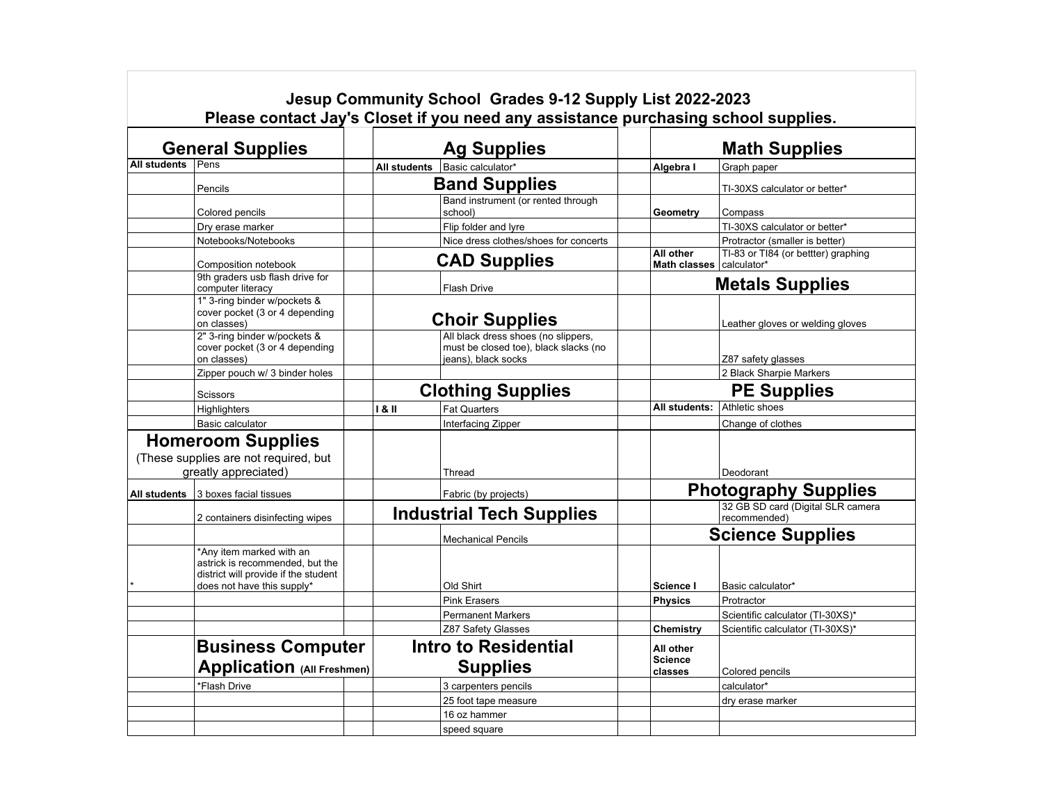## Jesup Community School Grades 9-12 Supply List 2022-2023

**Please contact Jay's Closet if you need any assistance purchasing school supplies.**

| General Supplies | | | Ag Supplies | | | Math Supplies | |
|---|---|---|---|---|---|---|---|
| **All students** | Pens | | **All students** | Basic calculator* | | **Algebra I** | Graph paper |
| | Pencils | | **Band Supplies** | | | | TI-30XS calculator or better* |
| | Colored pencils | | | Band instrument (or rented through school) | | **Geometry** | Compass |
| | Dry erase marker | | | Flip folder and lyre | | | TI-30XS calculator or better* |
| | Notebooks/Notebooks | | | Nice dress clothes/shoes for concerts | | | Protractor (smaller is better) |
| | Composition notebook | | **CAD Supplies** | | | **All other Math classes** | TI-83 or TI84 (or bettter) graphing calculator* |
| | 9th graders usb flash drive for computer literacy | | | Flash Drive | | **Metals Supplies** | |
| | 1" 3-ring binder w/pockets & cover pocket (3 or 4 depending on classes) | | **Choir Supplies** | | | | Leather gloves or welding gloves |
| | 2" 3-ring binder w/pockets & cover pocket (3 or 4 depending on classes) | | | All black dress shoes (no slippers, must be closed toe), black slacks (no jeans), black socks | | | Z87 safety glasses |
| | Zipper pouch w/ 3 binder holes | | | | | | 2 Black Sharpie Markers |
| | Scissors | | **Clothing Supplies** | | | **PE Supplies** | |
| | Highlighters | | **I & II** | Fat Quarters | | **All students:** | Athletic shoes |
| | Basic calculator | | | Interfacing Zipper | | | Change of clothes |
| **Homeroom Supplies** (These supplies are not required, but greatly appreciated) | | | | Thread | | | Deodorant |
| **All students** | 3 boxes facial tissues | | | Fabric (by projects) | | **Photography Supplies** | |
| | 2 containers disinfecting wipes | | **Industrial Tech Supplies** | | | | 32 GB SD card (Digital SLR camera recommended) |
| | | | | Mechanical Pencils | | **Science Supplies** | |
| * | *Any item marked with an astrick is recommended, but the district will provide if the student does not have this supply* | | | Old Shirt | | **Science I** | Basic calculator* |
| | | | | Pink Erasers | | **Physics** | Protractor |
| | | | | Permanent Markers | | | Scientific calculator (TI-30XS)* |
| | | | | Z87 Safety Glasses | | **Chemistry** | Scientific calculator (TI-30XS)* |
| | **Business Computer Application** (All Freshmen) | | **Intro to Residential Supplies** | | | **All other Science classes** | Colored pencils |
| | *Flash Drive | | | 3 carpenters pencils | | | calculator* |
| | | | | 25 foot tape measure | | | dry erase marker |
| | | | | 16 oz hammer | | | |
| | | | | speed square | | | |